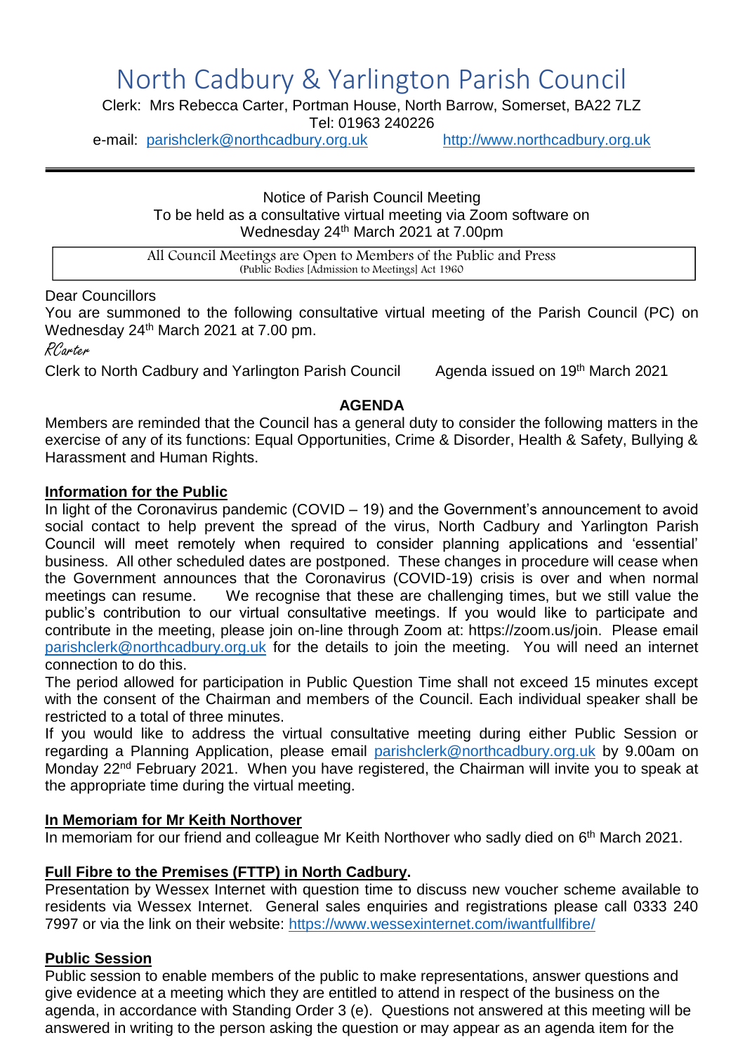# North Cadbury & Yarlington Parish Council

Clerk: Mrs Rebecca Carter, Portman House, North Barrow, Somerset, BA22 7LZ
Tel: 01963 240226
e-mail: parishclerk@northcadbury.org.uk http://www.northcadbury.org.uk

---

Notice of Parish Council Meeting
To be held as a consultative virtual meeting via Zoom software on
Wednesday 24th March 2021 at 7.00pm

All Council Meetings are Open to Members of the Public and Press
(Public Bodies [Admission to Meetings] Act 1960

Dear Councillors
You are summoned to the following consultative virtual meeting of the Parish Council (PC) on Wednesday 24th March 2021 at 7.00 pm.

*RCarter*

Clerk to North Cadbury and Yarlington Parish Council Agenda issued on 19th March 2021

## AGENDA

Members are reminded that the Council has a general duty to consider the following matters in the exercise of any of its functions: Equal Opportunities, Crime & Disorder, Health & Safety, Bullying & Harassment and Human Rights.

### Information for the Public

In light of the Coronavirus pandemic (COVID – 19) and the Government's announcement to avoid social contact to help prevent the spread of the virus, North Cadbury and Yarlington Parish Council will meet remotely when required to consider planning applications and 'essential' business. All other scheduled dates are postponed. These changes in procedure will cease when the Government announces that the Coronavirus (COVID-19) crisis is over and when normal meetings can resume. We recognise that these are challenging times, but we still value the public's contribution to our virtual consultative meetings. If you would like to participate and contribute in the meeting, please join on-line through Zoom at: https://zoom.us/join. Please email parishclerk@northcadbury.org.uk for the details to join the meeting. You will need an internet connection to do this.

The period allowed for participation in Public Question Time shall not exceed 15 minutes except with the consent of the Chairman and members of the Council. Each individual speaker shall be restricted to a total of three minutes.

If you would like to address the virtual consultative meeting during either Public Session or regarding a Planning Application, please email parishclerk@northcadbury.org.uk by 9.00am on Monday 22nd February 2021. When you have registered, the Chairman will invite you to speak at the appropriate time during the virtual meeting.

### In Memoriam for Mr Keith Northover

In memoriam for our friend and colleague Mr Keith Northover who sadly died on 6th March 2021.

### Full Fibre to the Premises (FTTP) in North Cadbury.

Presentation by Wessex Internet with question time to discuss new voucher scheme available to residents via Wessex Internet. General sales enquiries and registrations please call 0333 240 7997 or via the link on their website: https://www.wessexinternet.com/iwantfullfibre/

### Public Session

Public session to enable members of the public to make representations, answer questions and give evidence at a meeting which they are entitled to attend in respect of the business on the agenda, in accordance with Standing Order 3 (e). Questions not answered at this meeting will be answered in writing to the person asking the question or may appear as an agenda item for the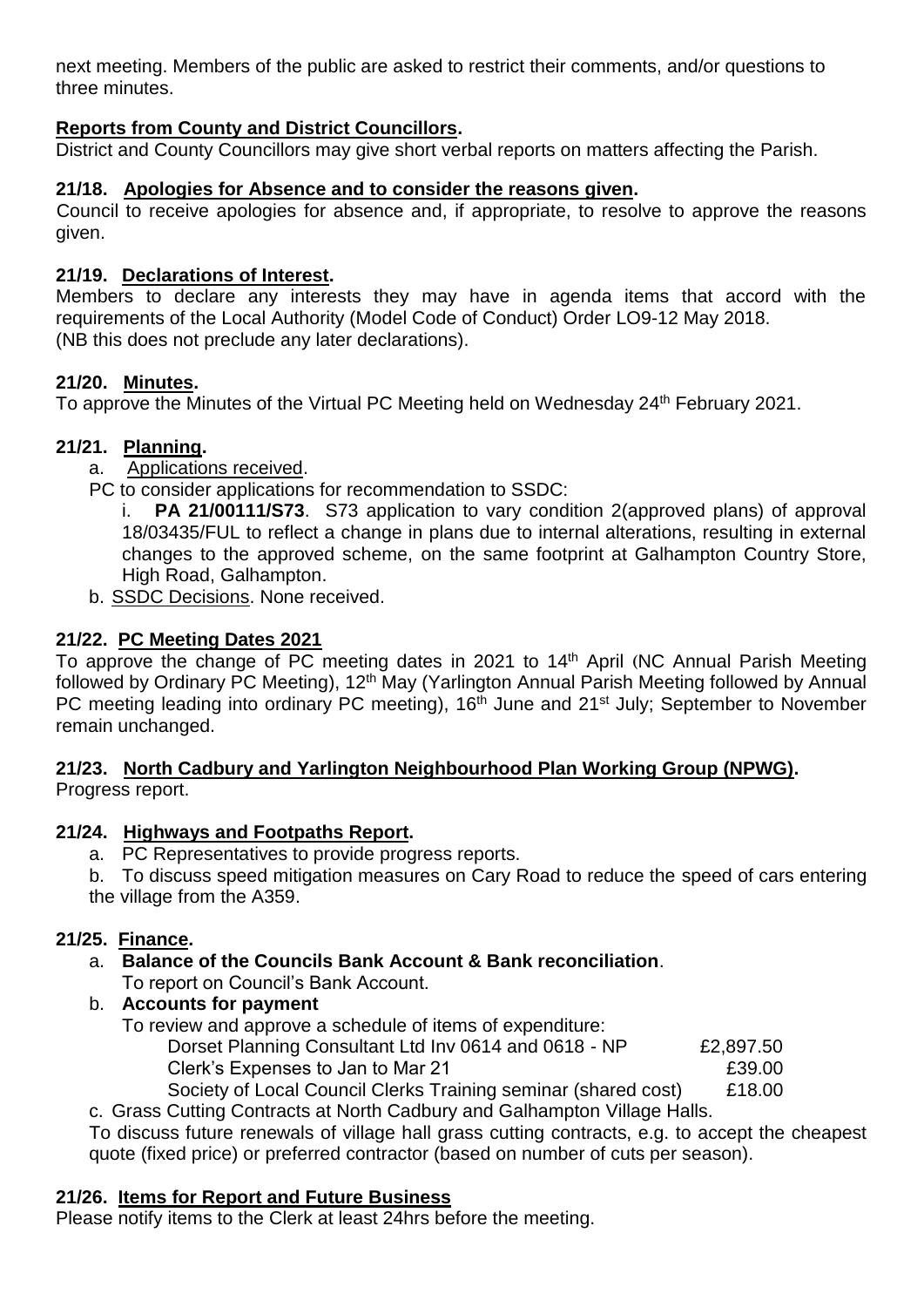next meeting. Members of the public are asked to restrict their comments, and/or questions to three minutes.

**Reports from County and District Councillors.**

District and County Councillors may give short verbal reports on matters affecting the Parish.

### 21/18. Apologies for Absence and to consider the reasons given.

Council to receive apologies for absence and, if appropriate, to resolve to approve the reasons given.

### 21/19. Declarations of Interest.

Members to declare any interests they may have in agenda items that accord with the requirements of the Local Authority (Model Code of Conduct) Order LO9-12 May 2018.
(NB this does not preclude any later declarations).

### 21/20. Minutes.

To approve the Minutes of the Virtual PC Meeting held on Wednesday 24th February 2021.

### 21/21. Planning.

a. Applications received.

PC to consider applications for recommendation to SSDC:

i. **PA 21/00111/S73**. S73 application to vary condition 2(approved plans) of approval 18/03435/FUL to reflect a change in plans due to internal alterations, resulting in external changes to the approved scheme, on the same footprint at Galhampton Country Store, High Road, Galhampton.

b. SSDC Decisions. None received.

### 21/22. PC Meeting Dates 2021

To approve the change of PC meeting dates in 2021 to 14th April (NC Annual Parish Meeting followed by Ordinary PC Meeting), 12th May (Yarlington Annual Parish Meeting followed by Annual PC meeting leading into ordinary PC meeting), 16th June and 21st July; September to November remain unchanged.

### 21/23. North Cadbury and Yarlington Neighbourhood Plan Working Group (NPWG).

Progress report.

### 21/24. Highways and Footpaths Report.

a. PC Representatives to provide progress reports.

b. To discuss speed mitigation measures on Cary Road to reduce the speed of cars entering the village from the A359.

### 21/25. Finance.

a. **Balance of the Councils Bank Account & Bank reconciliation**.
To report on Council's Bank Account.

b. **Accounts for payment**
To review and approve a schedule of items of expenditure:

| | |
|---|---|
| Dorset Planning Consultant Ltd Inv 0614 and 0618 - NP | £2,897.50 |
| Clerk's Expenses to Jan to Mar 21 | £39.00 |
| Society of Local Council Clerks Training seminar (shared cost) | £18.00 |

c. Grass Cutting Contracts at North Cadbury and Galhampton Village Halls.
To discuss future renewals of village hall grass cutting contracts, e.g. to accept the cheapest quote (fixed price) or preferred contractor (based on number of cuts per season).

### 21/26. Items for Report and Future Business

Please notify items to the Clerk at least 24hrs before the meeting.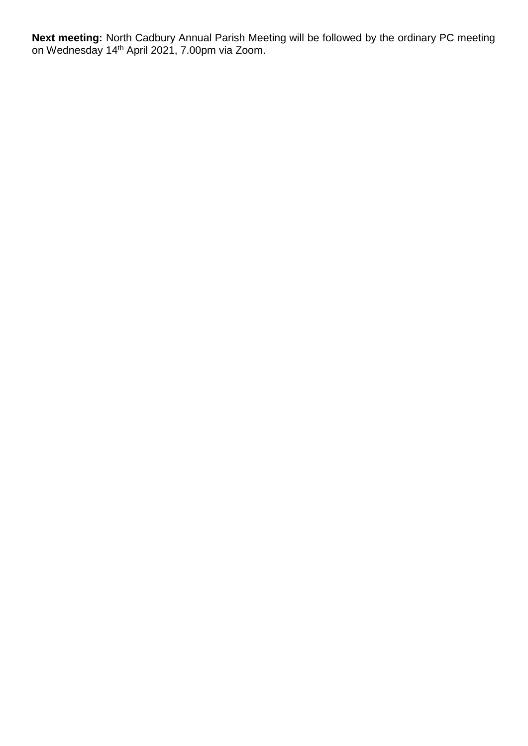**Next meeting:** North Cadbury Annual Parish Meeting will be followed by the ordinary PC meeting on Wednesday 14th April 2021, 7.00pm via Zoom.